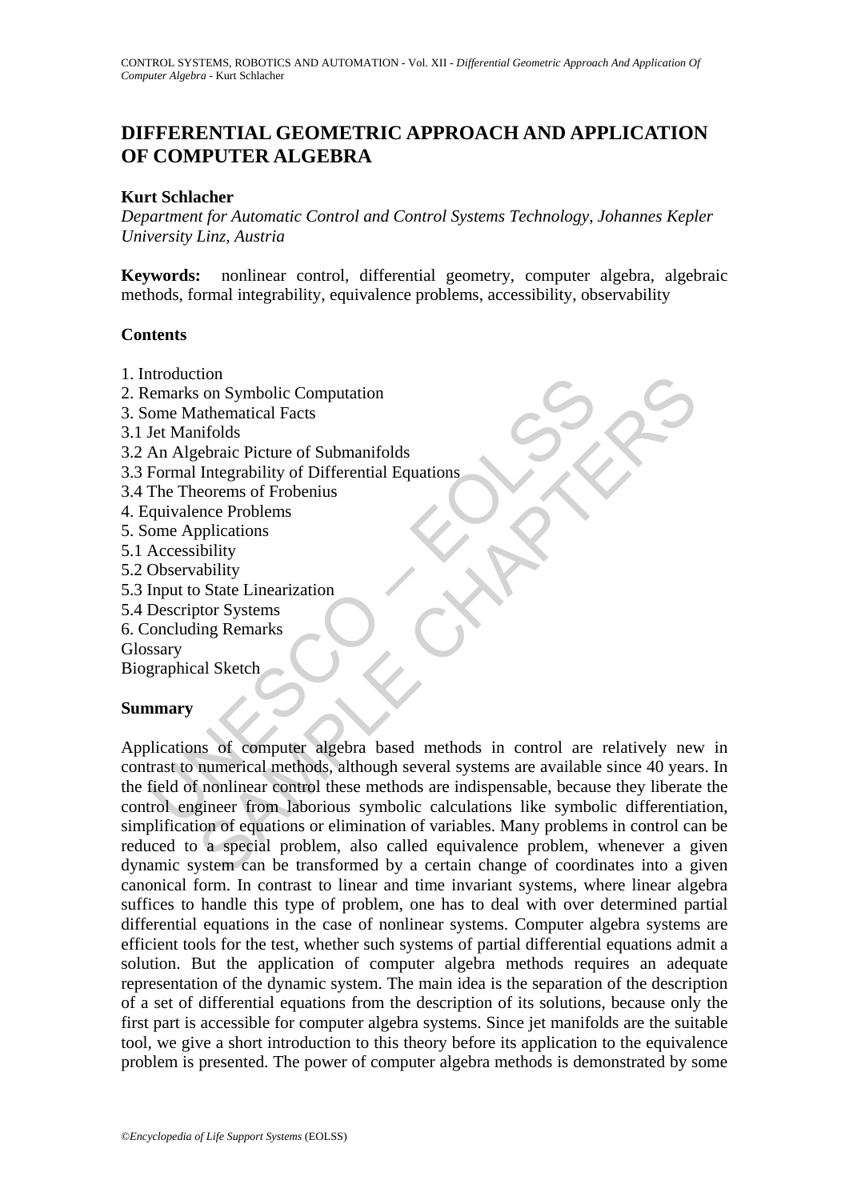# DIFFERENTIAL GEOMETRIC APPROACH AND APPLICATION OF COMPUTER ALGEBRA

**Kurt Schlacher**

*Department for Automatic Control and Control Systems Technology, Johannes Kepler University Linz, Austria*

**Keywords:** nonlinear control, differential geometry, computer algebra, algebraic methods, formal integrability, equivalence problems, accessibility, observability

## Contents

1. Introduction
2. Remarks on Symbolic Computation
3. Some Mathematical Facts
3.1 Jet Manifolds
3.2 An Algebraic Picture of Submanifolds
3.3 Formal Integrability of Differential Equations
3.4 The Theorems of Frobenius
4. Equivalence Problems
5. Some Applications
5.1 Accessibility
5.2 Observability
5.3 Input to State Linearization
5.4 Descriptor Systems
6. Concluding Remarks

Glossary

Biographical Sketch

## Summary

Applications of computer algebra based methods in control are relatively new in contrast to numerical methods, although several systems are available since 40 years. In the field of nonlinear control these methods are indispensable, because they liberate the control engineer from laborious symbolic calculations like symbolic differentiation, simplification of equations or elimination of variables. Many problems in control can be reduced to a special problem, also called equivalence problem, whenever a given dynamic system can be transformed by a certain change of coordinates into a given canonical form. In contrast to linear and time invariant systems, where linear algebra suffices to handle this type of problem, one has to deal with over determined partial differential equations in the case of nonlinear systems. Computer algebra systems are efficient tools for the test, whether such systems of partial differential equations admit a solution. But the application of computer algebra methods requires an adequate representation of the dynamic system. The main idea is the separation of the description of a set of differential equations from the description of its solutions, because only the first part is accessible for computer algebra systems. Since jet manifolds are the suitable tool, we give a short introduction to this theory before its application to the equivalence problem is presented. The power of computer algebra methods is demonstrated by some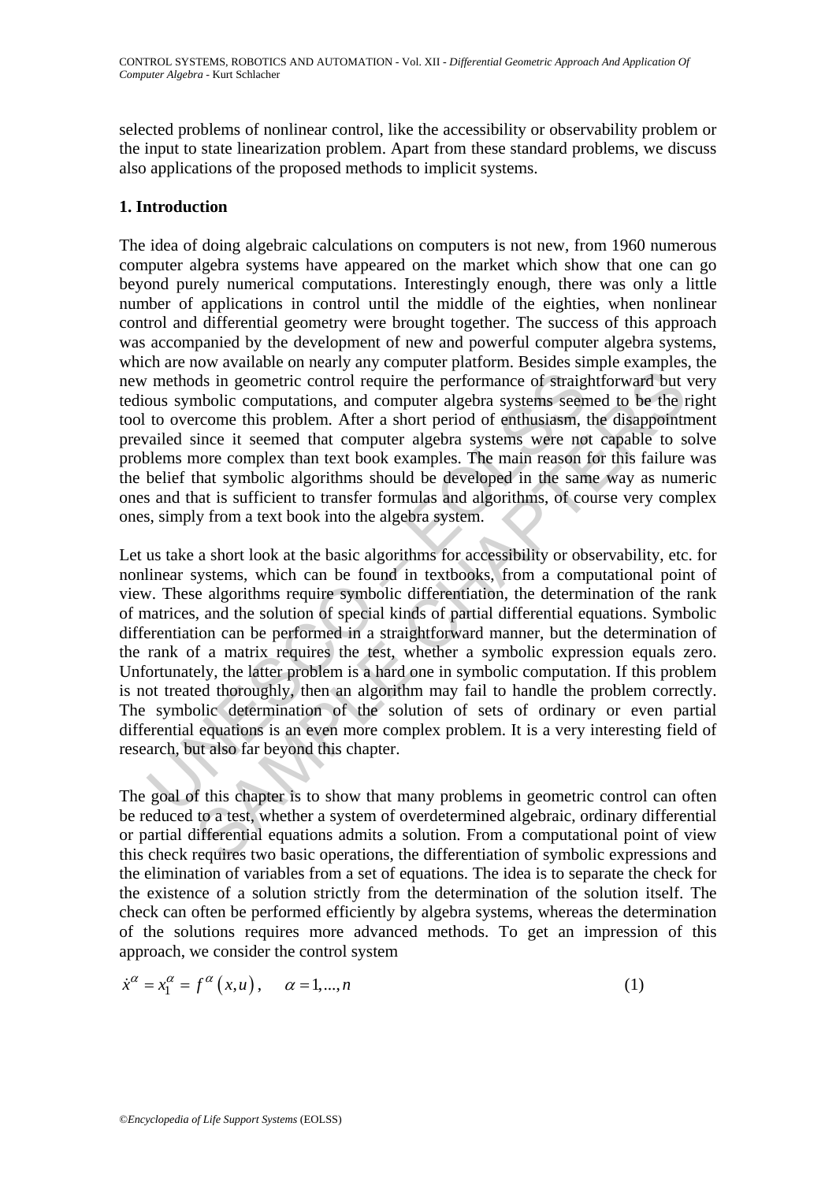selected problems of nonlinear control, like the accessibility or observability problem or the input to state linearization problem. Apart from these standard problems, we discuss also applications of the proposed methods to implicit systems.

## 1. Introduction

The idea of doing algebraic calculations on computers is not new, from 1960 numerous computer algebra systems have appeared on the market which show that one can go beyond purely numerical computations. Interestingly enough, there was only a little number of applications in control until the middle of the eighties, when nonlinear control and differential geometry were brought together. The success of this approach was accompanied by the development of new and powerful computer algebra systems, which are now available on nearly any computer platform. Besides simple examples, the new methods in geometric control require the performance of straightforward but very tedious symbolic computations, and computer algebra systems seemed to be the right tool to overcome this problem. After a short period of enthusiasm, the disappointment prevailed since it seemed that computer algebra systems were not capable to solve problems more complex than text book examples. The main reason for this failure was the belief that symbolic algorithms should be developed in the same way as numeric ones and that is sufficient to transfer formulas and algorithms, of course very complex ones, simply from a text book into the algebra system.

Let us take a short look at the basic algorithms for accessibility or observability, etc. for nonlinear systems, which can be found in textbooks, from a computational point of view. These algorithms require symbolic differentiation, the determination of the rank of matrices, and the solution of special kinds of partial differential equations. Symbolic differentiation can be performed in a straightforward manner, but the determination of the rank of a matrix requires the test, whether a symbolic expression equals zero. Unfortunately, the later problem is a hard one in symbolic computation. If this problem is not treated thoroughly, then an algorithm may fail to handle the problem correctly. The symbolic determination of the solution of sets of ordinary or even partial differential equations is an even more complex problem. It is a very interesting field of research, but also far beyond this chapter.

The goal of this chapter is to show that many problems in geometric control can often be reduced to a test, whether a system of overdetermined algebraic, ordinary differential or partial differential equations admits a solution. From a computational point of view this check requires two basic operations, the differentiation of symbolic expressions and the elimination of variables from a set of equations. The idea is to separate the check for the existence of a solution strictly from the determination of the solution itself. The check can often be performed efficiently by algebra systems, whereas the determination of the solutions requires more advanced methods. To get an impression of this approach, we consider the control system

$$\dot{x}^{\alpha} = x_1^{\alpha} = f^{\alpha}(x,u), \quad \alpha = 1,...,n \tag{1}$$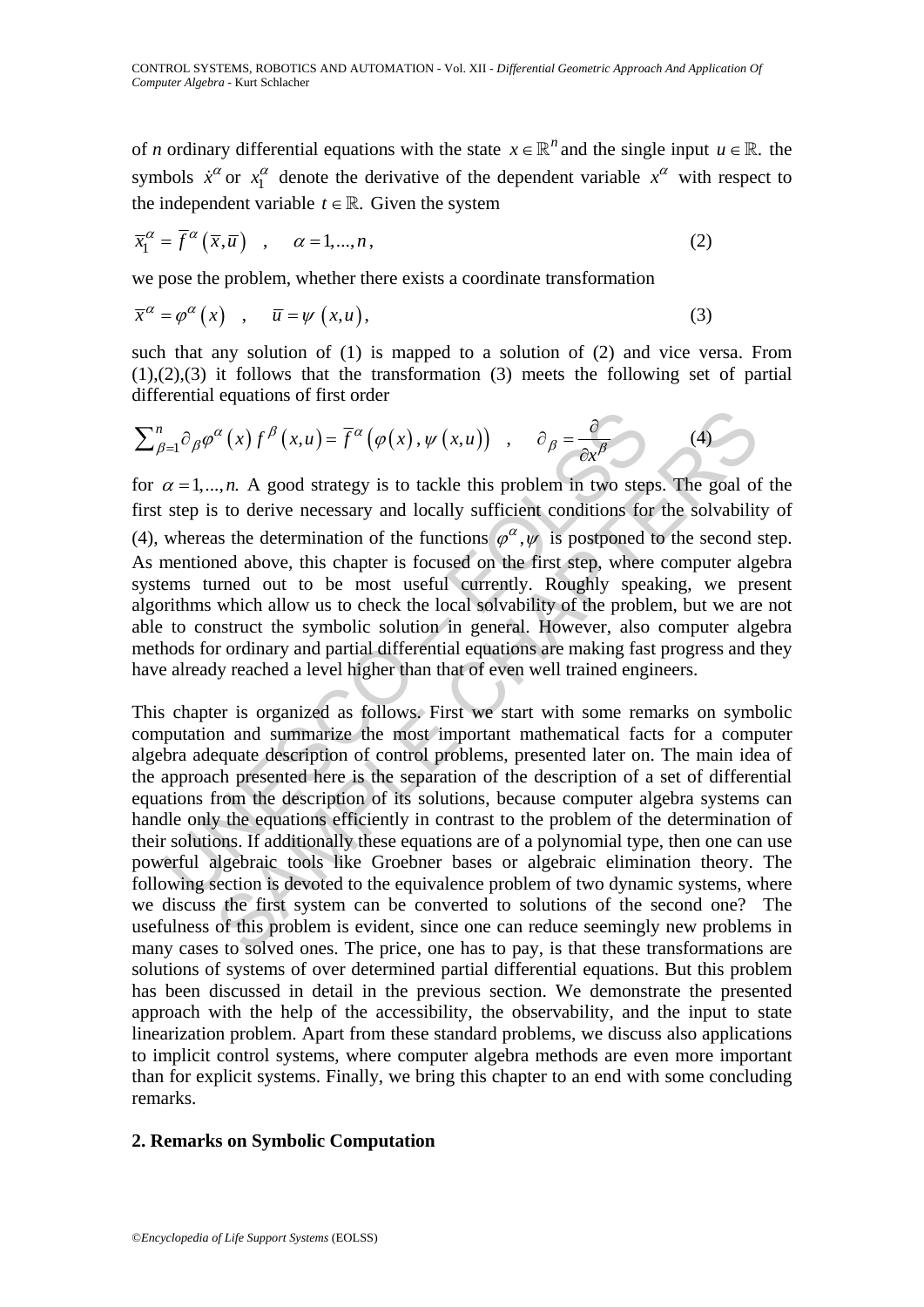of *n* ordinary differential equations with the state $x \in \mathbb{R}^n$ and the single input $u \in \mathbb{R}$. the symbols $\dot{x}^\alpha$ or $x_1^\alpha$ denote the derivative of the dependent variable $x^\alpha$ with respect to the independent variable $t \in \mathbb{R}$. Given the system

$$\bar{x}_1^\alpha = \bar{f}^\alpha(\bar{x}, \bar{u}) \quad , \quad \alpha = 1, ..., n, \tag{2}$$

we pose the problem, whether there exists a coordinate transformation

$$\bar{x}^\alpha = \varphi^\alpha(x) \quad , \quad \bar{u} = \psi(x, u), \tag{3}$$

such that any solution of (1) is mapped to a solution of (2) and vice versa. From (1),(2),(3) it follows that the transformation (3) meets the following set of partial differential equations of first order

$$\sum_{\beta=1}^{n} \partial_\beta \varphi^\alpha(x) f^\beta(x, u) = \bar{f}^\alpha(\varphi(x), \psi(x, u)) \quad , \quad \partial_\beta = \frac{\partial}{\partial x^\beta} \tag{4}$$

for $\alpha = 1, ..., n.$ A good strategy is to tackle this problem in two steps. The goal of the first step is to derive necessary and locally sufficient conditions for the solvability of (4), whereas the determination of the functions $\varphi^\alpha, \psi$ is postponed to the second step. As mentioned above, this chapter is focused on the first step, where computer algebra systems turned out to be most useful currently. Roughly speaking, we present algorithms which allow us to check the local solvability of the problem, but we are not able to construct the symbolic solution in general. However, also computer algebra methods for ordinary and partial differential equations are making fast progress and they have already reached a level higher than that of even well trained engineers.

This chapter is organized as follows. First we start with some remarks on symbolic computation and summarize the most important mathematical facts for a computer algebra adequate description of control problems, presented later on. The main idea of the approach presented here is the separation of the description of a set of differential equations from the description of its solutions, because computer algebra systems can handle only the equations efficiently in contrast to the problem of the determination of their solutions. If additionally these equations are of a polynomial type, then one can use powerful algebraic tools like Groebner bases or algebraic elimination theory. The following section is devoted to the equivalence problem of two dynamic systems, where we discuss the first system can be converted to solutions of the second one? The usefulness of this problem is evident, since one can reduce seemingly new problems in many cases to solved ones. The price, one has to pay, is that these transformations are solutions of systems of over determined partial differential equations. But this problem has been discussed in detail in the previous section. We demonstrate the presented approach with the help of the accessibility, the observability, and the input to state linearization problem. Apart from these standard problems, we discuss also applications to implicit control systems, where computer algebra methods are even more important than for explicit systems. Finally, we bring this chapter to an end with some concluding remarks.

## 2. Remarks on Symbolic Computation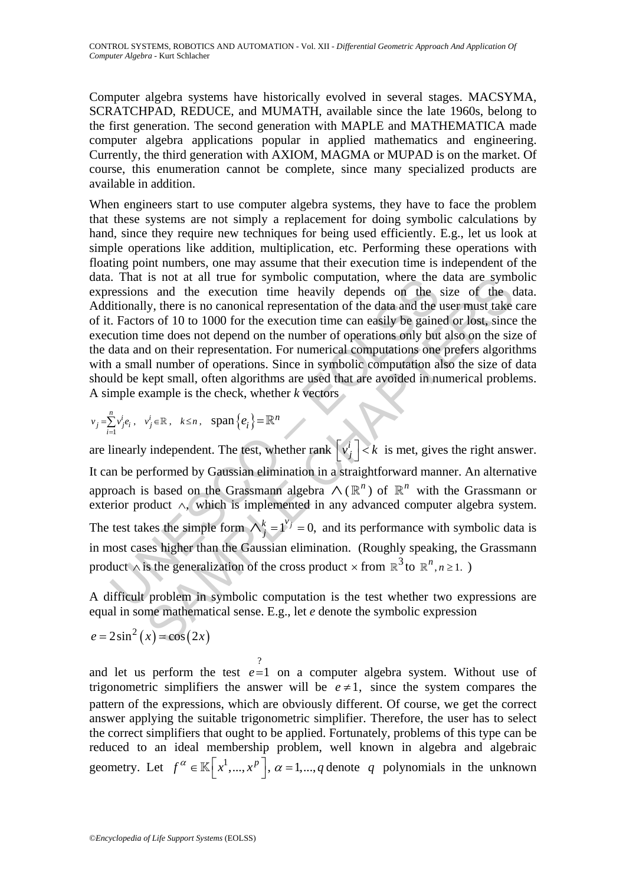Computer algebra systems have historically evolved in several stages. MACSYMA, SCRATCHPAD, REDUCE, and MUMATH, available since the late 1960s, belong to the first generation. The second generation with MAPLE and MATHEMATICA made computer algebra applications popular in applied mathematics and engineering. Currently, the third generation with AXIOM, MAGMA or MUPAD is on the market. Of course, this enumeration cannot be complete, since many specialized products are available in addition.

When engineers start to use computer algebra systems, they have to face the problem that these systems are not simply a replacement for doing symbolic calculations by hand, since they require new techniques for being used efficiently. E.g., let us look at simple operations like addition, multiplication, etc. Performing these operations with floating point numbers, one may assume that their execution time is independent of the data. That is not at all true for symbolic computation, where the data are symbolic expressions and the execution time heavily depends on the size of the data. Additionally, there is no canonical representation of the data and the user must take care of it. Factors of 10 to 1000 for the execution time can easily be gained or lost, since the execution time does not depend on the number of operations only but also on the size of the data and on their representation. For numerical computations one prefers algorithms with a small number of operations. Since in symbolic computation also the size of data should be kept small, often algorithms are used that are avoided in numerical problems. A simple example is the check, whether $k$ vectors

$$v_j = \sum_{i=1}^{n} v_j^i e_i \,, \quad v_j^i \in \mathbb{R} \,, \quad k \leq n \,, \quad \operatorname{span}\left\{e_i\right\} = \mathbb{R}^n$$

are linearly independent. The test, whether rank $\left[v_j^i\right] < k$ is met, gives the right answer. It can be performed by Gaussian elimination in a straightforward manner. An alternative approach is based on the Grassmann algebra $\wedge(\mathbb{R}^n)$ of $\mathbb{R}^n$ with the Grassmann or exterior product $\wedge$, which is implemented in any advanced computer algebra system. The test takes the simple form $\wedge_{j=1}^{k} v_j = 0,$ and its performance with symbolic data is in most cases higher than the Gaussian elimination. (Roughly speaking, the Grassmann product $\wedge$ is the generalization of the cross product $\times$ from $\mathbb{R}^3$ to $\mathbb{R}^n, n \geq 1.$ )

A difficult problem in symbolic computation is the test whether two expressions are equal in some mathematical sense. E.g., let $e$ denote the symbolic expression

$$e = 2\sin^2\left(x\right) = \cos\left(2x\right)$$

and let us perform the test $e \overset{?}{=} 1$ on a computer algebra system. Without use of trigonometric simplifiers the answer will be $e \neq 1,$ since the system compares the pattern of the expressions, which are obviously different. Of course, we get the correct answer applying the suitable trigonometric simplifier. Therefore, the user has to select the correct simplifiers that ought to be applied. Fortunately, problems of this type can be reduced to an ideal membership problem, well known in algebra and algebraic geometry. Let $f^{\alpha} \in \mathbb{K}\left[x^1,...,x^p\right], \alpha = 1,...,q$ denote $q$ polynomials in the unknown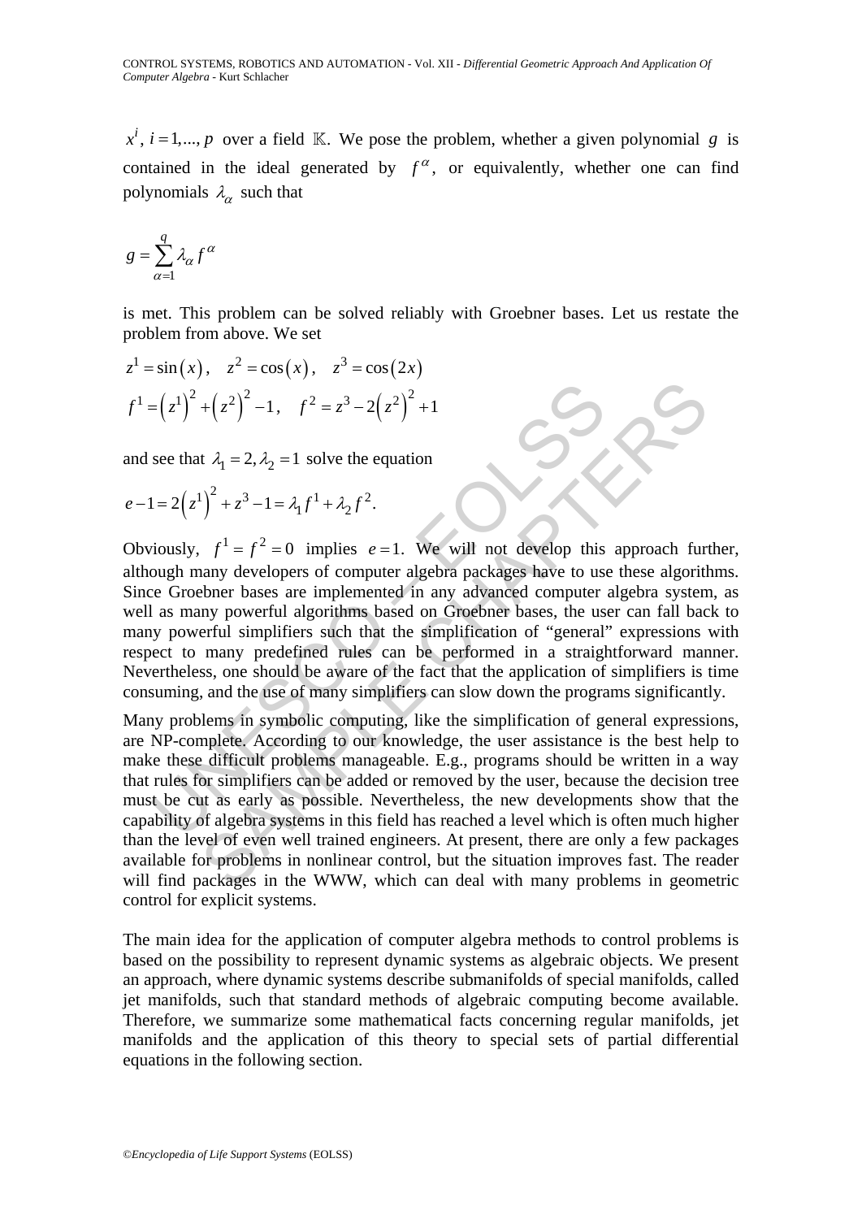$x^i$, $i = 1,...,p$ over a field $\mathbb{K}$. We pose the problem, whether a given polynomial $g$ is contained in the ideal generated by $f^\alpha$, or equivalently, whether one can find polynomials $\lambda_\alpha$ such that

$$g = \sum_{\alpha=1}^{q} \lambda_\alpha f^\alpha$$

is met. This problem can be solved reliably with Groebner bases. Let us restate the problem from above. We set

$$z^1 = \sin(x), \quad z^2 = \cos(x), \quad z^3 = \cos(2x)$$

$$f^1 = \left(z^1\right)^2 + \left(z^2\right)^2 - 1, \quad f^2 = z^3 - 2\left(z^2\right)^2 + 1$$

and see that $\lambda_1 = 2, \lambda_2 = 1$ solve the equation

$$e - 1 = 2\left(z^1\right)^2 + z^3 - 1 = \lambda_1 f^1 + \lambda_2 f^2.$$

Obviously, $f^1 = f^2 = 0$ implies $e = 1$. We will not develop this approach further, although many developers of computer algebra packages have to use these algorithms. Since Groebner bases are implemented in any advanced computer algebra system, as well as many powerful algorithms based on Groebner bases, the user can fall back to many powerful simplifiers such that the simplification of "general" expressions with respect to many predefined rules can be performed in a straightforward manner. Nevertheless, one should be aware of the fact that the application of simplifiers is time consuming, and the use of many simplifiers can slow down the programs significantly.

Many problems in symbolic computing, like the simplification of general expressions, are NP-complete. According to our knowledge, the user assistance is the best help to make these difficult problems manageable. E.g., programs should be written in a way that rules for simplifiers can be added or removed by the user, because the decision tree must be cut as early as possible. Nevertheless, the new developments show that the capability of algebra systems in this field has reached a level which is often much higher than the level of even well trained engineers. At present, there are only a few packages available for problems in nonlinear control, but the situation improves fast. The reader will find packages in the WWW, which can deal with many problems in geometric control for explicit systems.

The main idea for the application of computer algebra methods to control problems is based on the possibility to represent dynamic systems as algebraic objects. We present an approach, where dynamic systems describe submanifolds of special manifolds, called jet manifolds, such that standard methods of algebraic computing become available. Therefore, we summarize some mathematical facts concerning regular manifolds, jet manifolds and the application of this theory to special sets of partial differential equations in the following section.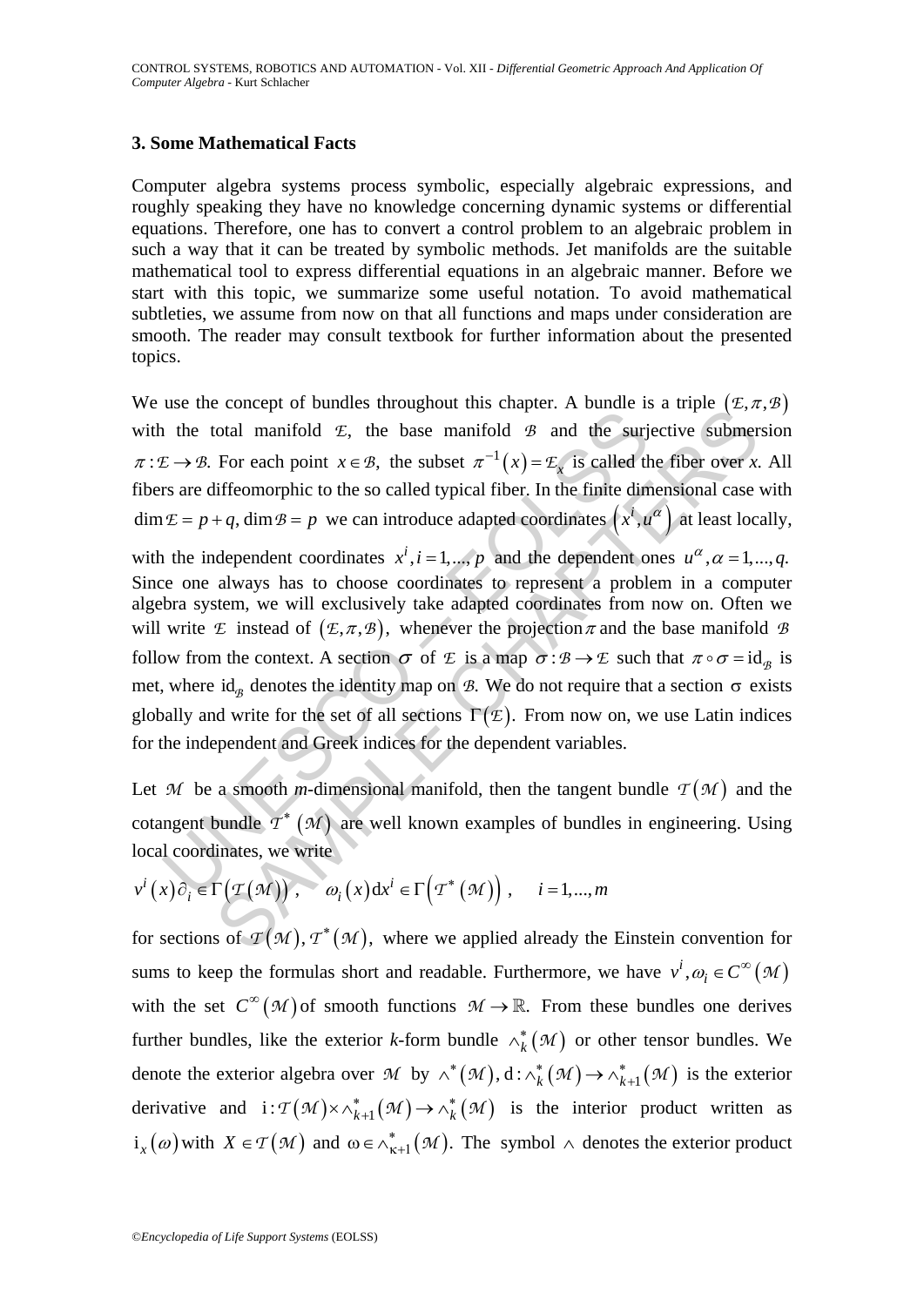### 3. Some Mathematical Facts

Computer algebra systems process symbolic, especially algebraic expressions, and roughly speaking they have no knowledge concerning dynamic systems or differential equations. Therefore, one has to convert a control problem to an algebraic problem in such a way that it can be treated by symbolic methods. Jet manifolds are the suitable mathematical tool to express differential equations in an algebraic manner. Before we start with this topic, we summarize some useful notation. To avoid mathematical subtleties, we assume from now on that all functions and maps under consideration are smooth. The reader may consult textbook for further information about the presented topics.

We use the concept of bundles throughout this chapter. A bundle is a triple $(\mathcal{E},\pi,\mathcal{B})$ with the total manifold $\mathcal{E}$, the base manifold $\mathcal{B}$ and the surjective submersion $\pi:\mathcal{E}\rightarrow\mathcal{B}$. For each point $x\in\mathcal{B}$, the subset $\pi^{-1}(x)=\mathcal{E}_x$ is called the fiber over *x*. All fibers are diffeomorphic to the so called typical fiber. In the finite dimensional case with $\dim\mathcal{E}=p+q, \dim\mathcal{B}=p$ we can introduce adapted coordinates $(x^i,u^\alpha)$ at least locally, with the independent coordinates $x^i, i=1,...,p$ and the dependent ones $u^\alpha, \alpha=1,...,q$. Since one always has to choose coordinates to represent a problem in a computer algebra system, we will exclusively take adapted coordinates from now on. Often we will write $\mathcal{E}$ instead of $(\mathcal{E},\pi,\mathcal{B})$, whenever the projection $\pi$ and the base manifold $\mathcal{B}$ follow from the context. A section $\sigma$ of $\mathcal{E}$ is a map $\sigma:\mathcal{B}\rightarrow\mathcal{E}$ such that $\pi\circ\sigma=\mathrm{id}_{\mathcal{B}}$ is met, where $\mathrm{id}_{\mathcal{B}}$ denotes the identity map on $\mathcal{B}$. We do not require that a section $\sigma$ exists globally and write for the set of all sections $\Gamma(\mathcal{E})$. From now on, we use Latin indices for the independent and Greek indices for the dependent variables.

Let $\mathcal{M}$ be a smooth *m*-dimensional manifold, then the tangent bundle $\mathcal{T}(\mathcal{M})$ and the cotangent bundle $\mathcal{T}^*(\mathcal{M})$ are well known examples of bundles in engineering. Using local coordinates, we write

$$v^i(x)\partial_i\in\Gamma(\mathcal{T}(\mathcal{M})), \quad \omega_i(x)\mathrm{d}x^i\in\Gamma(\mathcal{T}^*(\mathcal{M})), \quad i=1,...,m$$

for sections of $\mathcal{T}(\mathcal{M}),\mathcal{T}^*(\mathcal{M})$, where we applied already the Einstein convention for sums to keep the formulas short and readable. Furthermore, we have $v^i,\omega_i\in C^\infty(\mathcal{M})$ with the set $C^\infty(\mathcal{M})$ of smooth functions $\mathcal{M}\rightarrow\mathbb{R}$. From these bundles one derives further bundles, like the exterior *k*-form bundle $\wedge_k^*(\mathcal{M})$ or other tensor bundles. We denote the exterior algebra over $\mathcal{M}$ by $\wedge^*(\mathcal{M})$, $\mathrm{d}:\wedge_k^*(\mathcal{M})\rightarrow\wedge_{k+1}^*(\mathcal{M})$ is the exterior derivative and $\mathrm{i}:\mathcal{T}(\mathcal{M})\times\wedge_{k+1}^*(\mathcal{M})\rightarrow\wedge_k^*(\mathcal{M})$ is the interior product written as $\mathrm{i}_x(\omega)$ with $X\in\mathcal{T}(\mathcal{M})$ and $\omega\in\wedge_{\kappa+1}^*(\mathcal{M})$. The symbol $\wedge$ denotes the exterior product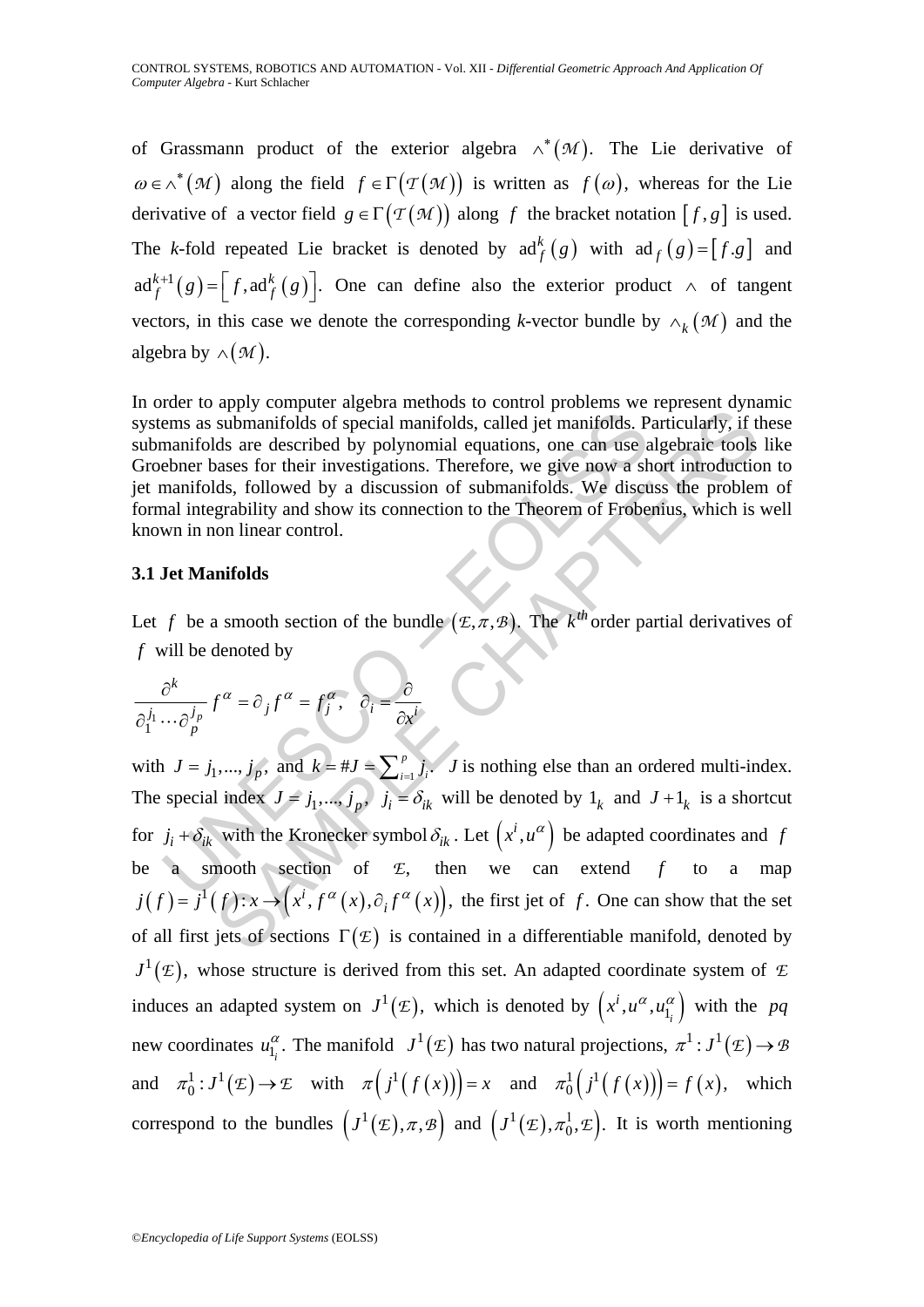of Grassmann product of the exterior algebra $\wedge^*(\mathcal{M})$. The Lie derivative of $\omega \in \wedge^*(\mathcal{M})$ along the field $f \in \Gamma(\mathcal{T}(\mathcal{M}))$ is written as $f(\omega)$, whereas for the Lie derivative of a vector field $g \in \Gamma(\mathcal{T}(\mathcal{M}))$ along $f$ the bracket notation $[f,g]$ is used. The *k*-fold repeated Lie bracket is denoted by $\mathrm{ad}_f^k(g)$ with $\mathrm{ad}_f(g) = [f.g]$ and $\mathrm{ad}_f^{k+1}(g) = \left[f, \mathrm{ad}_f^k(g)\right]$. One can define also the exterior product $\wedge$ of tangent vectors, in this case we denote the corresponding *k*-vector bundle by $\wedge_k(\mathcal{M})$ and the algebra by $\wedge(\mathcal{M})$.

In order to apply computer algebra methods to control problems we represent dynamic systems as submanifolds of special manifolds, called jet manifolds. Particularly, if these submanifolds are described by polynomial equations, one can use algebraic tools like Groebner bases for their investigations. Therefore, we give now a short introduction to jet manifolds, followed by a discussion of submanifolds. We discuss the problem of formal integrability and show its connection to the Theorem of Frobenius, which is well known in non linear control.

### 3.1 Jet Manifolds

Let $f$ be a smooth section of the bundle $(\mathcal{E}, \pi, \mathcal{B})$. The $k^{th}$ order partial derivatives of $f$ will be denoted by

$$\frac{\partial^k}{\partial_1^{j_1} \cdots \partial_p^{j_p}} f^\alpha = \partial_J f^\alpha = f_J^\alpha, \quad \partial_i = \frac{\partial}{\partial x^i}$$

with $J = j_1, ..., j_p$, and $k = \#J = \sum_{i=1}^p j_i$. $J$ is nothing else than an ordered multi-index. The special index $J = j_1, ..., j_p$, $j_i = \delta_{ik}$ will be denoted by $1_k$ and $J + 1_k$ is a shortcut for $j_i + \delta_{ik}$ with the Kronecker symbol $\delta_{ik}$. Let $\left(x^i, u^\alpha\right)$ be adapted coordinates and $f$ be a smooth section of $\mathcal{E}$, then we can extend $f$ to a map $j(f) = j^1(f) : x \to \left(x^i, f^\alpha(x), \partial_i f^\alpha(x)\right)$, the first jet of $f$. One can show that the set of all first jets of sections $\Gamma(\mathcal{E})$ is contained in a differentiable manifold, denoted by $J^1(\mathcal{E})$, whose structure is derived from this set. An adapted coordinate system of $\mathcal{E}$ induces an adapted system on $J^1(\mathcal{E})$, which is denoted by $\left(x^i, u^\alpha, u_{1_i}^\alpha\right)$ with the $pq$ new coordinates $u_{1_i}^\alpha$. The manifold $J^1(\mathcal{E})$ has two natural projections, $\pi^1 : J^1(\mathcal{E}) \to \mathcal{B}$ and $\pi_0^1 : J^1(\mathcal{E}) \to \mathcal{E}$ with $\pi\left(j^1\left(f(x)\right)\right) = x$ and $\pi_0^1\left(j^1\left(f(x)\right)\right) = f(x)$, which correspond to the bundles $\left(J^1(\mathcal{E}), \pi, \mathcal{B}\right)$ and $\left(J^1(\mathcal{E}), \pi_0^1, \mathcal{E}\right)$. It is worth mentioning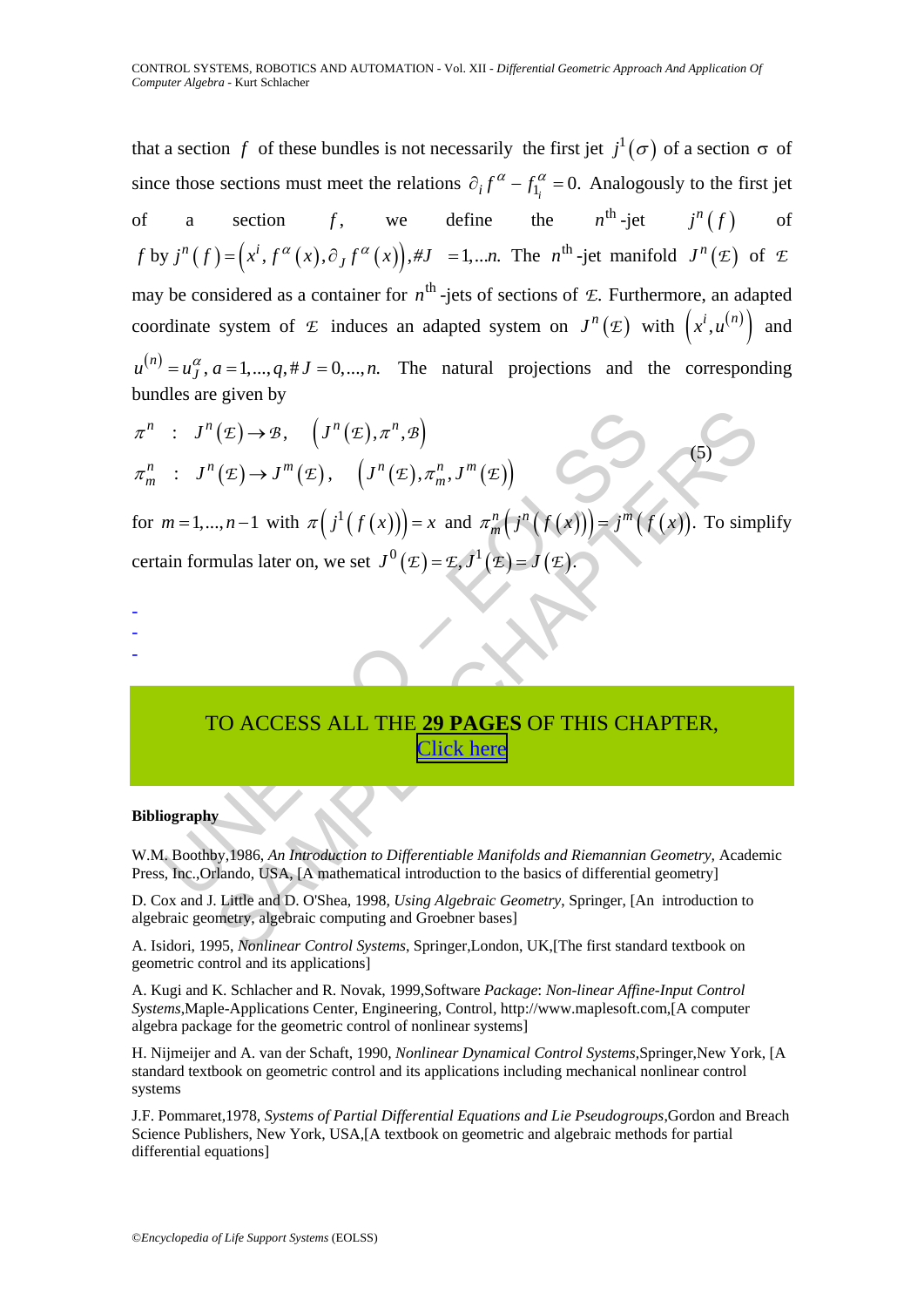that a section $f$ of these bundles is not necessarily the first jet $j^1(\sigma)$ of a section σ of since those sections must meet the relations $\partial_i f^\alpha - f^\alpha_{1_i} = 0$. Analogously to the first jet of a section $f$, we define the $n^{\text{th}}$-jet $j^n(f)$ of $f$ by $j^n(f) = \left(x^i, f^\alpha(x), \partial_J f^\alpha(x)\right), \#J = 1,...n.$ The $n^{\text{th}}$-jet manifold $J^n(\mathcal{E})$ of $\mathcal{E}$ may be considered as a container for $n^{\text{th}}$-jets of sections of $\mathcal{E}$. Furthermore, an adapted coordinate system of $\mathcal{E}$ induces an adapted system on $J^n(\mathcal{E})$ with $\left(x^i, u^{(n)}\right)$ and $u^{(n)} = u^\alpha_J, a = 1,...,q, \# J = 0,...,n.$ The natural projections and the corresponding bundles are given by

$$
\begin{aligned}
\pi^n &: J^n(\mathcal{E}) \to \mathcal{B}, \quad \left(J^n(\mathcal{E}), \pi^n, \mathcal{B}\right) \\
\pi^n_m &: J^n(\mathcal{E}) \to J^m(\mathcal{E}), \quad \left(J^n(\mathcal{E}), \pi^n_m, J^m(\mathcal{E})\right)
\end{aligned}
\tag{5}
$$

for $m = 1,...,n-1$ with $\pi\left(j^1\left(f(x)\right)\right) = x$ and $\pi^n_m\left(j^n\left(f(x)\right)\right) = j^m\left(f(x)\right)$. To simplify certain formulas later on, we set $J^0(\mathcal{E}) = \mathcal{E}, J^1(\mathcal{E}) = J(\mathcal{E})$.

-
-
-

TO ACCESS ALL THE **29 PAGES** OF THIS CHAPTER, Click here

**Bibliography**

W.M. Boothby,1986, *An Introduction to Differentiable Manifolds and Riemannian Geometry,* Academic Press, Inc.,Orlando, USA, [A mathematical introduction to the basics of differential geometry]

D. Cox and J. Little and D. O'Shea, 1998, *Using Algebraic Geometry*, Springer, [An introduction to algebraic geometry, algebraic computing and Groebner bases]

A. Isidori, 1995, *Nonlinear Control Systems*, Springer,London, UK,[The first standard textbook on geometric control and its applications]

A. Kugi and K. Schlacher and R. Novak, 1999,Software *Package*: *Non-linear Affine-Input Control Systems*,Maple-Applications Center, Engineering, Control, http://www.maplesoft.com,[A computer algebra package for the geometric control of nonlinear systems]

H. Nijmeijer and A. van der Schaft, 1990, *Nonlinear Dynamical Control Systems*,Springer,New York, [A standard textbook on geometric control and its applications including mechanical nonlinear control systems

J.F. Pommaret,1978, *Systems of Partial Differential Equations and Lie Pseudogroups*,Gordon and Breach Science Publishers, New York, USA,[A textbook on geometric and algebraic methods for partial differential equations]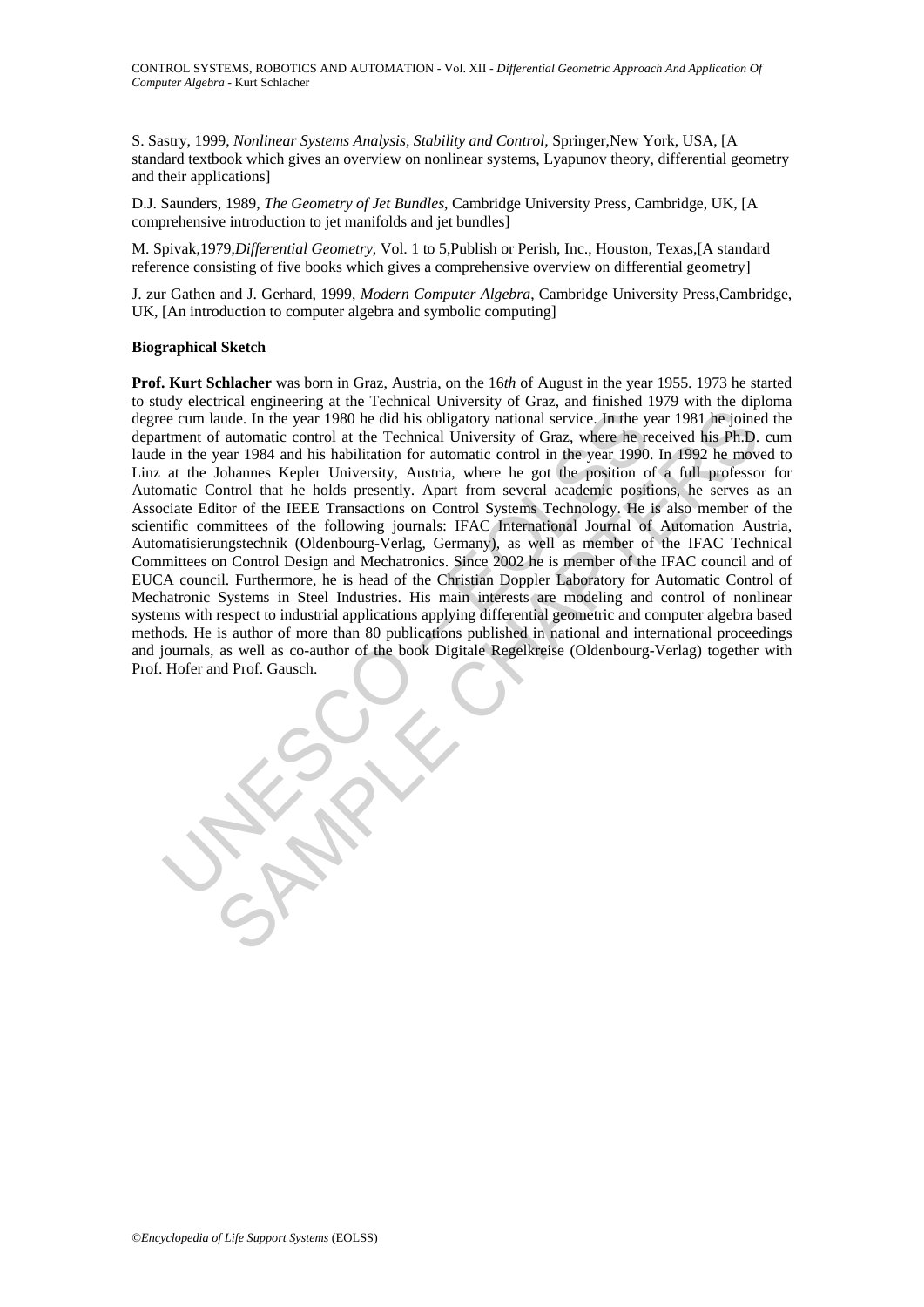S. Sastry, 1999, *Nonlinear Systems Analysis, Stability and Control*, Springer,New York, USA, [A standard textbook which gives an overview on nonlinear systems, Lyapunov theory, differential geometry and their applications]

D.J. Saunders, 1989, *The Geometry of Jet Bundles*, Cambridge University Press, Cambridge, UK, [A comprehensive introduction to jet manifolds and jet bundles]

M. Spivak,1979,*Differential Geometry*, Vol. 1 to 5,Publish or Perish, Inc., Houston, Texas,[A standard reference consisting of five books which gives a comprehensive overview on differential geometry]

J. zur Gathen and J. Gerhard, 1999, *Modern Computer Algebra*, Cambridge University Press,Cambridge, UK, [An introduction to computer algebra and symbolic computing]

**Biographical Sketch**

**Prof. Kurt Schlacher** was born in Graz, Austria, on the 16*th* of August in the year 1955. 1973 he started to study electrical engineering at the Technical University of Graz, and finished 1979 with the diploma degree cum laude. In the year 1980 he did his obligatory national service. In the year 1981 he joined the department of automatic control at the Technical University of Graz, where he received his Ph.D. cum laude in the year 1984 and his habilitation for automatic control in the year 1990. In 1992 he moved to Linz at the Johannes Kepler University, Austria, where he got the position of a full professor for Automatic Control that he holds presently. Apart from several academic positions, he serves as an Associate Editor of the IEEE Transactions on Control Systems Technology. He is also member of the scientific committees of the following journals: IFAC International Journal of Automation Austria, Automatisierungstechnik (Oldenbourg-Verlag, Germany), as well as member of the IFAC Technical Committees on Control Design and Mechatronics. Since 2002 he is member of the IFAC council and of EUCA council. Furthermore, he is head of the Christian Doppler Laboratory for Automatic Control of Mechatronic Systems in Steel Industries. His main interests are modeling and control of nonlinear systems with respect to industrial applications applying differential geometric and computer algebra based methods. He is author of more than 80 publications published in national and international proceedings and journals, as well as co-author of the book Digitale Regelkreise (Oldenbourg-Verlag) together with Prof. Hofer and Prof. Gausch.